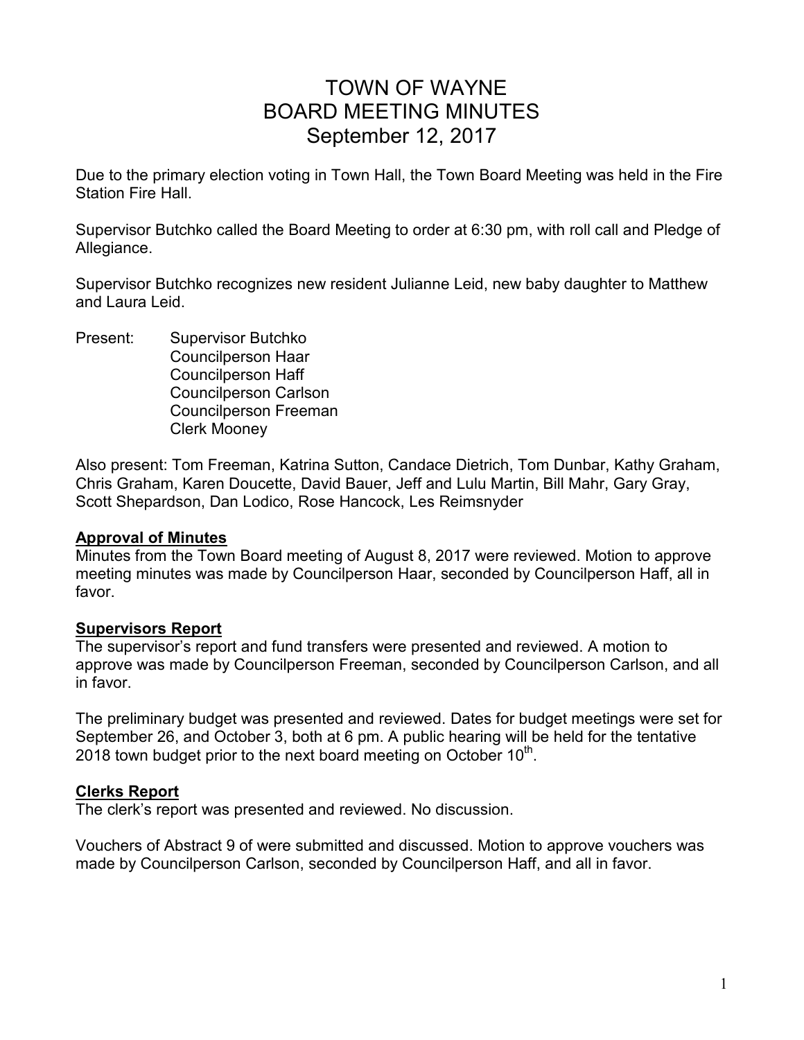# TOWN OF WAYNE
# BOARD MEETING MINUTES
# September 12, 2017

Due to the primary election voting in Town Hall, the Town Board Meeting was held in the Fire Station Fire Hall.

Supervisor Butchko called the Board Meeting to order at 6:30 pm, with roll call and Pledge of Allegiance.

Supervisor Butchko recognizes new resident Julianne Leid, new baby daughter to Matthew and Laura Leid.

Present: Supervisor Butchko
Councilperson Haar
Councilperson Haff
Councilperson Carlson
Councilperson Freeman
Clerk Mooney

Also present: Tom Freeman, Katrina Sutton, Candace Dietrich, Tom Dunbar, Kathy Graham, Chris Graham, Karen Doucette, David Bauer, Jeff and Lulu Martin, Bill Mahr, Gary Gray, Scott Shepardson, Dan Lodico, Rose Hancock, Les Reimsnyder

**Approval of Minutes**

Minutes from the Town Board meeting of August 8, 2017 were reviewed. Motion to approve meeting minutes was made by Councilperson Haar, seconded by Councilperson Haff, all in favor.

**Supervisors Report**

The supervisor's report and fund transfers were presented and reviewed. A motion to approve was made by Councilperson Freeman, seconded by Councilperson Carlson, and all in favor.

The preliminary budget was presented and reviewed. Dates for budget meetings were set for September 26, and October 3, both at 6 pm. A public hearing will be held for the tentative 2018 town budget prior to the next board meeting on October 10th.

**Clerks Report**

The clerk's report was presented and reviewed. No discussion.

Vouchers of Abstract 9 of were submitted and discussed. Motion to approve vouchers was made by Councilperson Carlson, seconded by Councilperson Haff, and all in favor.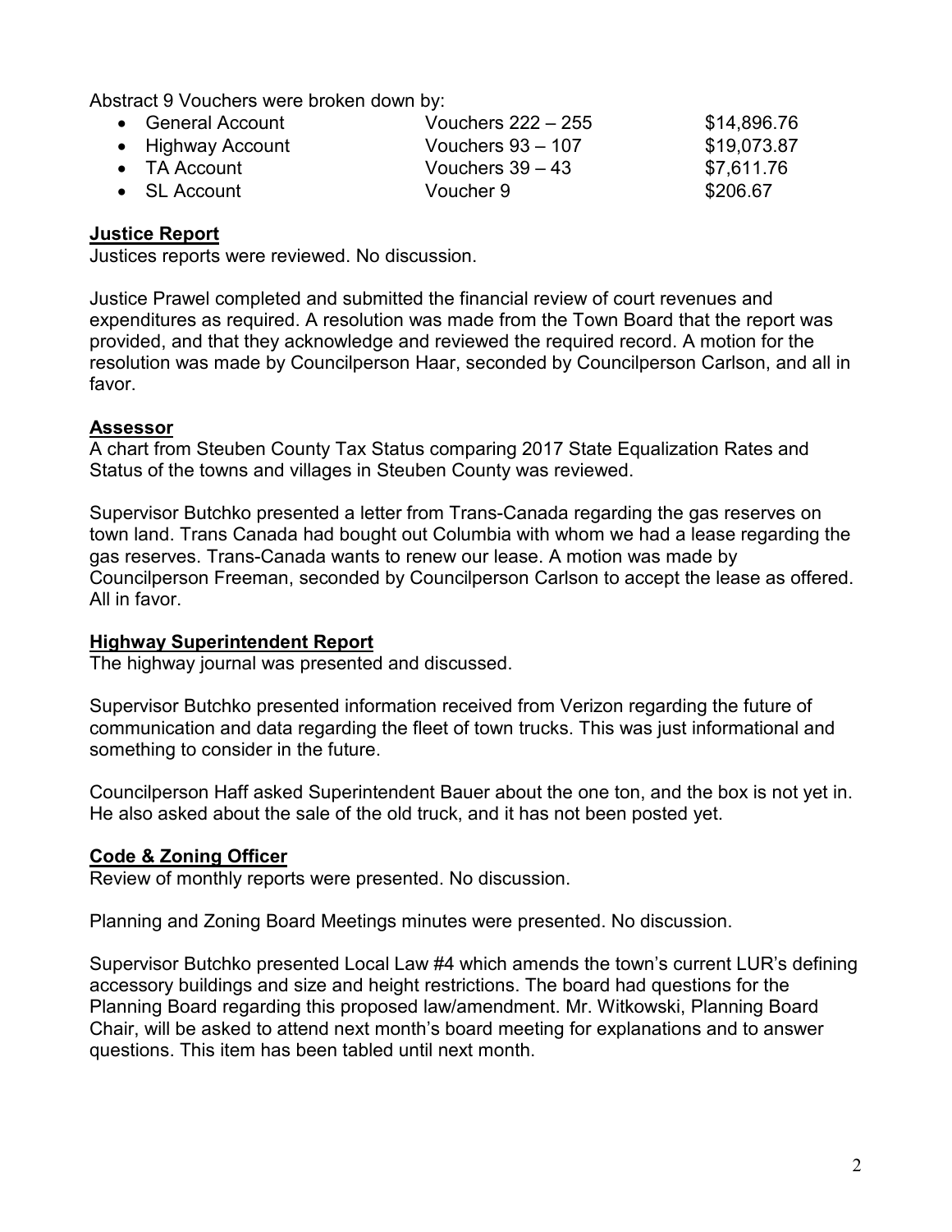Abstract 9 Vouchers were broken down by:

| | | |
|---|---|---|
| General Account | Vouchers 222 – 255 | $14,896.76 |
| Highway Account | Vouchers 93 – 107 | $19,073.87 |
| TA Account | Vouchers 39 – 43 | $7,611.76 |
| SL Account | Voucher 9 | $206.67 |

**Justice Report**

Justices reports were reviewed. No discussion.

Justice Prawel completed and submitted the financial review of court revenues and expenditures as required. A resolution was made from the Town Board that the report was provided, and that they acknowledge and reviewed the required record. A motion for the resolution was made by Councilperson Haar, seconded by Councilperson Carlson, and all in favor.

**Assessor**

A chart from Steuben County Tax Status comparing 2017 State Equalization Rates and Status of the towns and villages in Steuben County was reviewed.

Supervisor Butchko presented a letter from Trans-Canada regarding the gas reserves on town land. Trans Canada had bought out Columbia with whom we had a lease regarding the gas reserves. Trans-Canada wants to renew our lease. A motion was made by Councilperson Freeman, seconded by Councilperson Carlson to accept the lease as offered. All in favor.

**Highway Superintendent Report**

The highway journal was presented and discussed.

Supervisor Butchko presented information received from Verizon regarding the future of communication and data regarding the fleet of town trucks. This was just informational and something to consider in the future.

Councilperson Haff asked Superintendent Bauer about the one ton, and the box is not yet in. He also asked about the sale of the old truck, and it has not been posted yet.

**Code & Zoning Officer**

Review of monthly reports were presented. No discussion.

Planning and Zoning Board Meetings minutes were presented. No discussion.

Supervisor Butchko presented Local Law #4 which amends the town's current LUR's defining accessory buildings and size and height restrictions. The board had questions for the Planning Board regarding this proposed law/amendment. Mr. Witkowski, Planning Board Chair, will be asked to attend next month's board meeting for explanations and to answer questions. This item has been tabled until next month.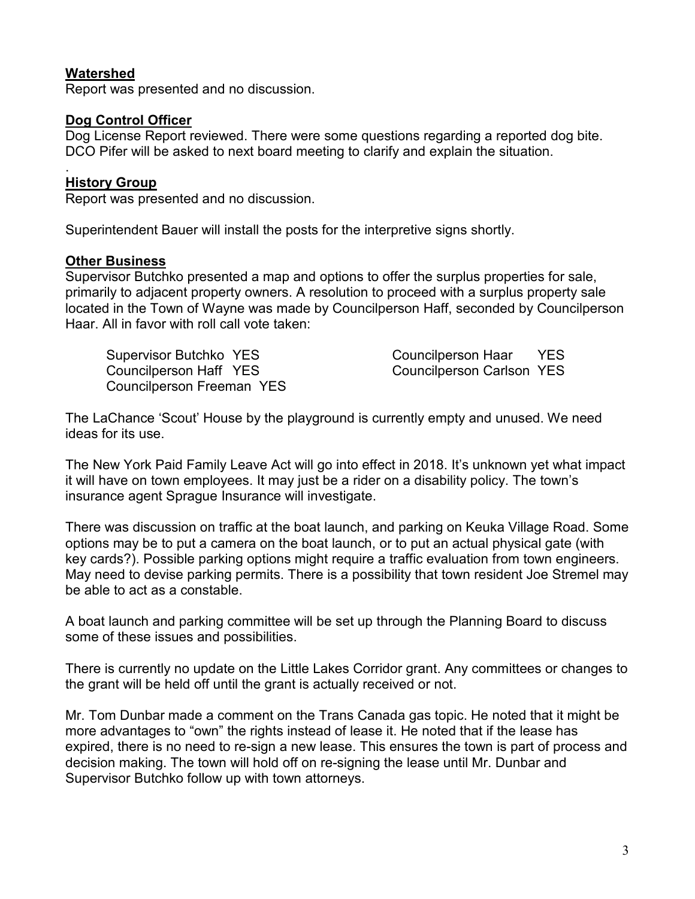**Watershed**

Report was presented and no discussion.

**Dog Control Officer**

Dog License Report reviewed. There were some questions regarding a reported dog bite. DCO Pifer will be asked to next board meeting to clarify and explain the situation.

.

**History Group**

Report was presented and no discussion.

Superintendent Bauer will install the posts for the interpretive signs shortly.

**Other Business**

Supervisor Butchko presented a map and options to offer the surplus properties for sale, primarily to adjacent property owners. A resolution to proceed with a surplus property sale located in the Town of Wayne was made by Councilperson Haff, seconded by Councilperson Haar. All in favor with roll call vote taken:

Supervisor Butchko YES
Councilperson Haff YES
Councilperson Freeman YES
Councilperson Haar YES
Councilperson Carlson YES

The LaChance 'Scout' House by the playground is currently empty and unused. We need ideas for its use.

The New York Paid Family Leave Act will go into effect in 2018. It's unknown yet what impact it will have on town employees. It may just be a rider on a disability policy. The town's insurance agent Sprague Insurance will investigate.

There was discussion on traffic at the boat launch, and parking on Keuka Village Road. Some options may be to put a camera on the boat launch, or to put an actual physical gate (with key cards?). Possible parking options might require a traffic evaluation from town engineers. May need to devise parking permits. There is a possibility that town resident Joe Stremel may be able to act as a constable.

A boat launch and parking committee will be set up through the Planning Board to discuss some of these issues and possibilities.

There is currently no update on the Little Lakes Corridor grant. Any committees or changes to the grant will be held off until the grant is actually received or not.

Mr. Tom Dunbar made a comment on the Trans Canada gas topic. He noted that it might be more advantages to "own" the rights instead of lease it. He noted that if the lease has expired, there is no need to re-sign a new lease. This ensures the town is part of process and decision making. The town will hold off on re-signing the lease until Mr. Dunbar and Supervisor Butchko follow up with town attorneys.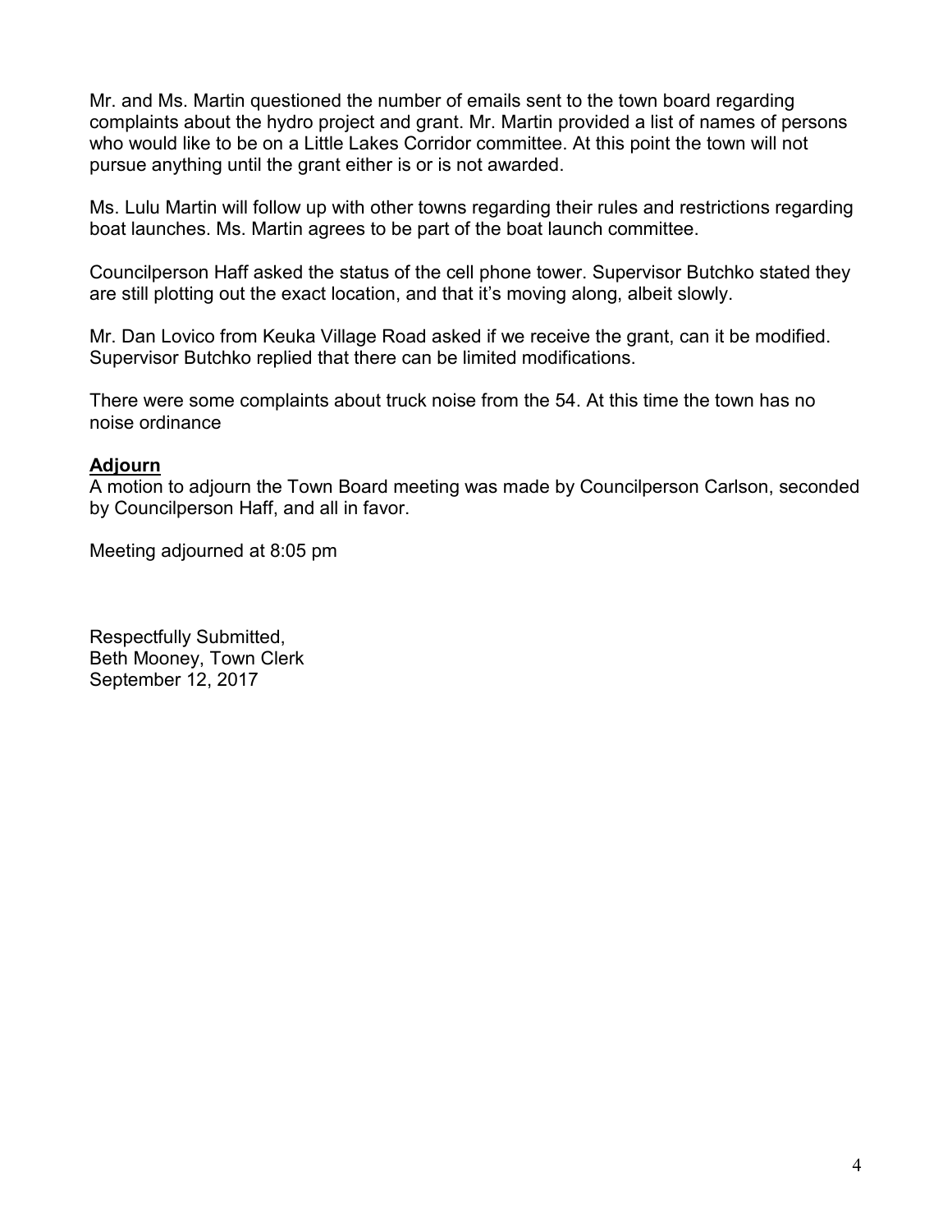Mr. and Ms. Martin questioned the number of emails sent to the town board regarding complaints about the hydro project and grant. Mr. Martin provided a list of names of persons who would like to be on a Little Lakes Corridor committee. At this point the town will not pursue anything until the grant either is or is not awarded.

Ms. Lulu Martin will follow up with other towns regarding their rules and restrictions regarding boat launches. Ms. Martin agrees to be part of the boat launch committee.

Councilperson Haff asked the status of the cell phone tower. Supervisor Butchko stated they are still plotting out the exact location, and that it's moving along, albeit slowly.

Mr. Dan Lovico from Keuka Village Road asked if we receive the grant, can it be modified. Supervisor Butchko replied that there can be limited modifications.

There were some complaints about truck noise from the 54. At this time the town has no noise ordinance

**Adjourn**

A motion to adjourn the Town Board meeting was made by Councilperson Carlson, seconded by Councilperson Haff, and all in favor.

Meeting adjourned at 8:05 pm

Respectfully Submitted,
Beth Mooney, Town Clerk
September 12, 2017